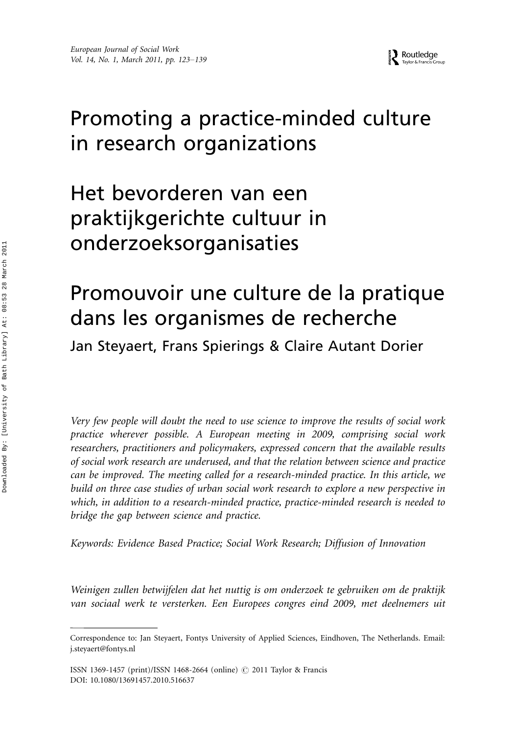# Promoting a practice-minded culture in research organizations

# Het bevorderen van een praktijkgerichte cultuur in onderzoeksorganisaties

# Promouvoir une culture de la pratique dans les organismes de recherche

Jan Steyaert, Frans Spierings & Claire Autant Dorier

*Very few people will doubt the need to use science to improve the results of social work practice wherever possible. A European meeting in 2009, comprising social work researchers, practitioners and policymakers, expressed concern that the available results of social work research are underused, and that the relation between science and practice can be improved. The meeting called for a research-minded practice. In this article, we build on three case studies of urban social work research to explore a new perspective in which, in addition to a research-minded practice, practice-minded research is needed to bridge the gap between science and practice.*

*Keywords: Evidence Based Practice; Social Work Research; Diffusion of Innovation*

*Weinigen zullen betwijfelen dat het nuttig is om onderzoek te gebruiken om de praktijk van sociaal werk te versterken. Een Europees congres eind 2009, met deelnemers uit*

Correspondence to: Jan Steyaert, Fontys University of Applied Sciences, Eindhoven, The Netherlands. Email: j.steyaert@fontys.nl

ISSN 1369-1457 (print)/ISSN 1468-2664 (online) © 2011 Taylor & Francis
DOI: 10.1080/13691457.2010.516637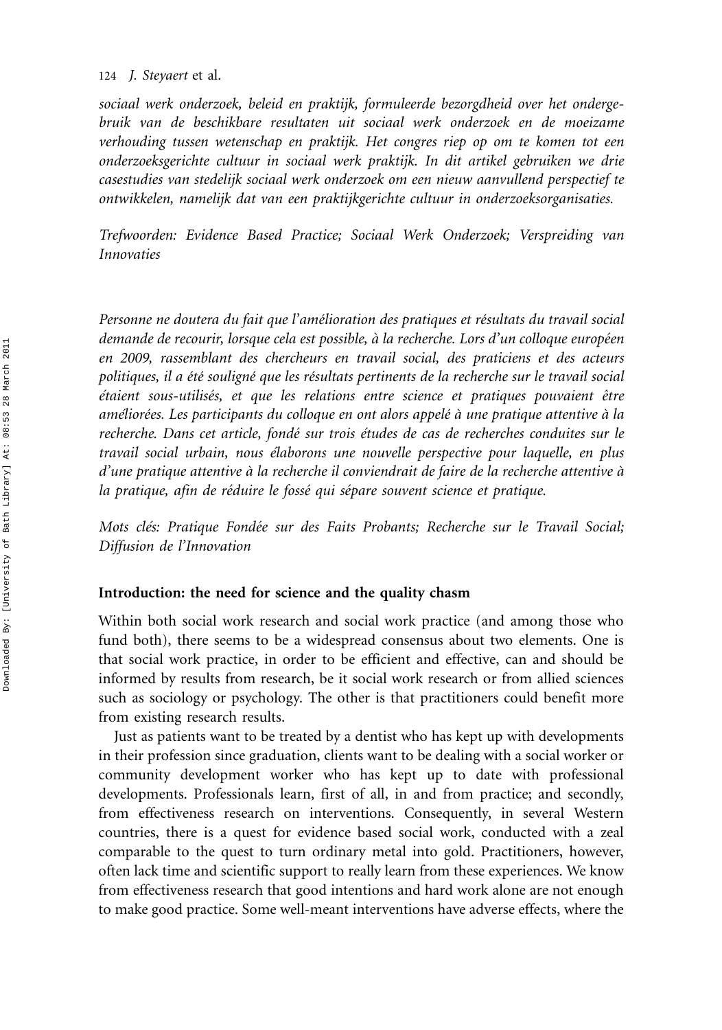*sociaal werk onderzoek, beleid en praktijk, formuleerde bezorgdheid over het ondergebruik van de beschikbare resultaten uit sociaal werk onderzoek en de moeizame verhouding tussen wetenschap en praktijk. Het congres riep op om te komen tot een onderzoeksgerichte cultuur in sociaal werk praktijk. In dit artikel gebruiken we drie casestudies van stedelijk sociaal werk onderzoek om een nieuw aanvullend perspectief te ontwikkelen, namelijk dat van een praktijkgerichte cultuur in onderzoeksorganisaties.*

*Trefwoorden: Evidence Based Practice; Sociaal Werk Onderzoek; Verspreiding van Innovaties*

*Personne ne doutera du fait que l'amélioration des pratiques et résultats du travail social demande de recourir, lorsque cela est possible, à la recherche. Lors d'un colloque européen en 2009, rassemblant des chercheurs en travail social, des praticiens et des acteurs politiques, il a été souligné que les résultats pertinents de la recherche sur le travail social étaient sous-utilisés, et que les relations entre science et pratiques pouvaient être améliorées. Les participants du colloque en ont alors appelé à une pratique attentive à la recherche. Dans cet article, fondé sur trois études de cas de recherches conduites sur le travail social urbain, nous élaborons une nouvelle perspective pour laquelle, en plus d'une pratique attentive à la recherche il conviendrait de faire de la recherche attentive à la pratique, afin de réduire le fossé qui sépare souvent science et pratique.*

*Mots clés: Pratique Fondée sur des Faits Probants; Recherche sur le Travail Social; Diffusion de l'Innovation*

## Introduction: the need for science and the quality chasm

Within both social work research and social work practice (and among those who fund both), there seems to be a widespread consensus about two elements. One is that social work practice, in order to be efficient and effective, can and should be informed by results from research, be it social work research or from allied sciences such as sociology or psychology. The other is that practitioners could benefit more from existing research results.

Just as patients want to be treated by a dentist who has kept up with developments in their profession since graduation, clients want to be dealing with a social worker or community development worker who has kept up to date with professional developments. Professionals learn, first of all, in and from practice; and secondly, from effectiveness research on interventions. Consequently, in several Western countries, there is a quest for evidence based social work, conducted with a zeal comparable to the quest to turn ordinary metal into gold. Practitioners, however, often lack time and scientific support to really learn from these experiences. We know from effectiveness research that good intentions and hard work alone are not enough to make good practice. Some well-meant interventions have adverse effects, where the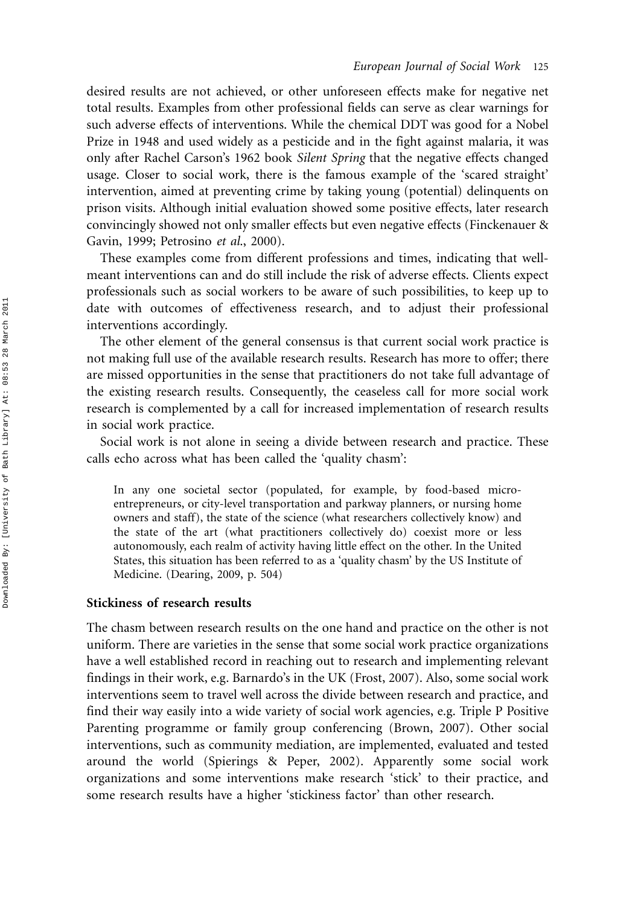desired results are not achieved, or other unforeseen effects make for negative net total results. Examples from other professional fields can serve as clear warnings for such adverse effects of interventions. While the chemical DDT was good for a Nobel Prize in 1948 and used widely as a pesticide and in the fight against malaria, it was only after Rachel Carson's 1962 book *Silent Spring* that the negative effects changed usage. Closer to social work, there is the famous example of the 'scared straight' intervention, aimed at preventing crime by taking young (potential) delinquents on prison visits. Although initial evaluation showed some positive effects, later research convincingly showed not only smaller effects but even negative effects (Finckenauer & Gavin, 1999; Petrosino *et al.*, 2000).

These examples come from different professions and times, indicating that well-meant interventions can and do still include the risk of adverse effects. Clients expect professionals such as social workers to be aware of such possibilities, to keep up to date with outcomes of effectiveness research, and to adjust their professional interventions accordingly.

The other element of the general consensus is that current social work practice is not making full use of the available research results. Research has more to offer; there are missed opportunities in the sense that practitioners do not take full advantage of the existing research results. Consequently, the ceaseless call for more social work research is complemented by a call for increased implementation of research results in social work practice.

Social work is not alone in seeing a divide between research and practice. These calls echo across what has been called the 'quality chasm':

> In any one societal sector (populated, for example, by food-based micro-entrepreneurs, or city-level transportation and parkway planners, or nursing home owners and staff), the state of the science (what researchers collectively know) and the state of the art (what practitioners collectively do) coexist more or less autonomously, each realm of activity having little effect on the other. In the United States, this situation has been referred to as a 'quality chasm' by the US Institute of Medicine. (Dearing, 2009, p. 504)

### Stickiness of research results

The chasm between research results on the one hand and practice on the other is not uniform. There are varieties in the sense that some social work practice organizations have a well established record in reaching out to research and implementing relevant findings in their work, e.g. Barnardo's in the UK (Frost, 2007). Also, some social work interventions seem to travel well across the divide between research and practice, and find their way easily into a wide variety of social work agencies, e.g. Triple P Positive Parenting programme or family group conferencing (Brown, 2007). Other social interventions, such as community mediation, are implemented, evaluated and tested around the world (Spierings & Peper, 2002). Apparently some social work organizations and some interventions make research 'stick' to their practice, and some research results have a higher 'stickiness factor' than other research.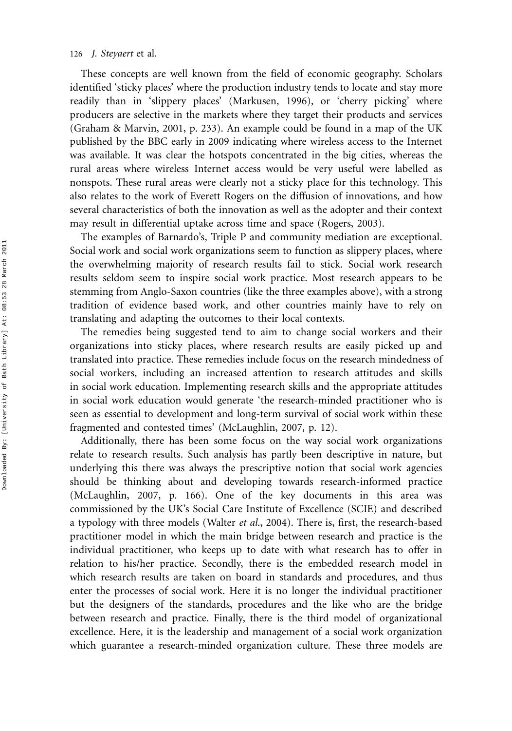These concepts are well known from the field of economic geography. Scholars identified 'sticky places' where the production industry tends to locate and stay more readily than in 'slippery places' (Markusen, 1996), or 'cherry picking' where producers are selective in the markets where they target their products and services (Graham & Marvin, 2001, p. 233). An example could be found in a map of the UK published by the BBC early in 2009 indicating where wireless access to the Internet was available. It was clear the hotspots concentrated in the big cities, whereas the rural areas where wireless Internet access would be very useful were labelled as nonspots. These rural areas were clearly not a sticky place for this technology. This also relates to the work of Everett Rogers on the diffusion of innovations, and how several characteristics of both the innovation as well as the adopter and their context may result in differential uptake across time and space (Rogers, 2003).

The examples of Barnardo's, Triple P and community mediation are exceptional. Social work and social work organizations seem to function as slippery places, where the overwhelming majority of research results fail to stick. Social work research results seldom seem to inspire social work practice. Most research appears to be stemming from Anglo-Saxon countries (like the three examples above), with a strong tradition of evidence based work, and other countries mainly have to rely on translating and adapting the outcomes to their local contexts.

The remedies being suggested tend to aim to change social workers and their organizations into sticky places, where research results are easily picked up and translated into practice. These remedies include focus on the research mindedness of social workers, including an increased attention to research attitudes and skills in social work education. Implementing research skills and the appropriate attitudes in social work education would generate 'the research-minded practitioner who is seen as essential to development and long-term survival of social work within these fragmented and contested times' (McLaughlin, 2007, p. 12).

Additionally, there has been some focus on the way social work organizations relate to research results. Such analysis has partly been descriptive in nature, but underlying this there was always the prescriptive notion that social work agencies should be thinking about and developing towards research-informed practice (McLaughlin, 2007, p. 166). One of the key documents in this area was commissioned by the UK's Social Care Institute of Excellence (SCIE) and described a typology with three models (Walter *et al*., 2004). There is, first, the research-based practitioner model in which the main bridge between research and practice is the individual practitioner, who keeps up to date with what research has to offer in relation to his/her practice. Secondly, there is the embedded research model in which research results are taken on board in standards and procedures, and thus enter the processes of social work. Here it is no longer the individual practitioner but the designers of the standards, procedures and the like who are the bridge between research and practice. Finally, there is the third model of organizational excellence. Here, it is the leadership and management of a social work organization which guarantee a research-minded organization culture. These three models are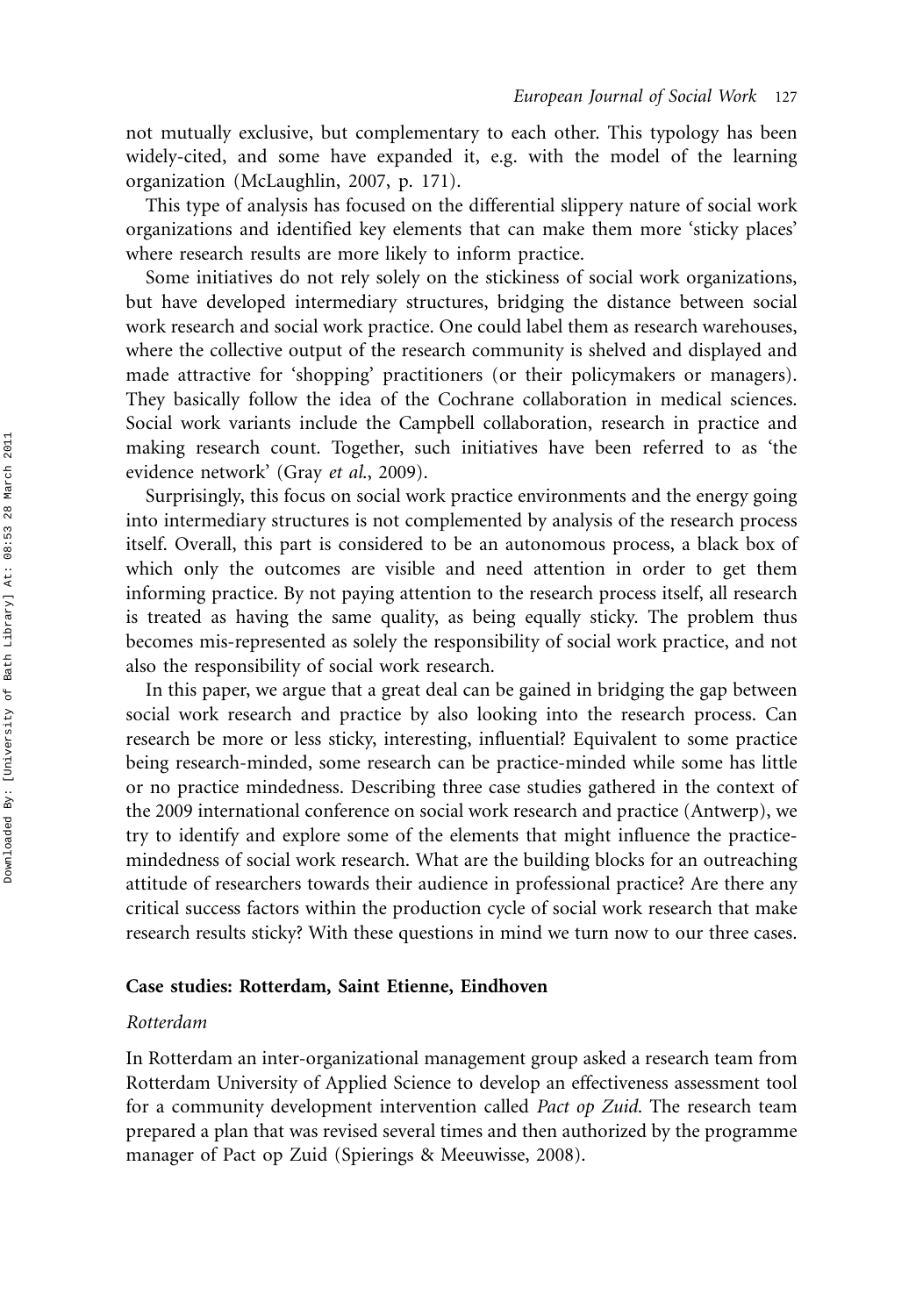not mutually exclusive, but complementary to each other. This typology has been widely-cited, and some have expanded it, e.g. with the model of the learning organization (McLaughlin, 2007, p. 171).

This type of analysis has focused on the differential slippery nature of social work organizations and identified key elements that can make them more 'sticky places' where research results are more likely to inform practice.

Some initiatives do not rely solely on the stickiness of social work organizations, but have developed intermediary structures, bridging the distance between social work research and social work practice. One could label them as research warehouses, where the collective output of the research community is shelved and displayed and made attractive for 'shopping' practitioners (or their policymakers or managers). They basically follow the idea of the Cochrane collaboration in medical sciences. Social work variants include the Campbell collaboration, research in practice and making research count. Together, such initiatives have been referred to as 'the evidence network' (Gray *et al*., 2009).

Surprisingly, this focus on social work practice environments and the energy going into intermediary structures is not complemented by analysis of the research process itself. Overall, this part is considered to be an autonomous process, a black box of which only the outcomes are visible and need attention in order to get them informing practice. By not paying attention to the research process itself, all research is treated as having the same quality, as being equally sticky. The problem thus becomes mis-represented as solely the responsibility of social work practice, and not also the responsibility of social work research.

In this paper, we argue that a great deal can be gained in bridging the gap between social work research and practice by also looking into the research process. Can research be more or less sticky, interesting, influential? Equivalent to some practice being research-minded, some research can be practice-minded while some has little or no practice mindedness. Describing three case studies gathered in the context of the 2009 international conference on social work research and practice (Antwerp), we try to identify and explore some of the elements that might influence the practice-mindedness of social work research. What are the building blocks for an outreaching attitude of researchers towards their audience in professional practice? Are there any critical success factors within the production cycle of social work research that make research results sticky? With these questions in mind we turn now to our three cases.

## Case studies: Rotterdam, Saint Etienne, Eindhoven

### *Rotterdam*

In Rotterdam an inter-organizational management group asked a research team from Rotterdam University of Applied Science to develop an effectiveness assessment tool for a community development intervention called *Pact op Zuid*. The research team prepared a plan that was revised several times and then authorized by the programme manager of Pact op Zuid (Spierings & Meeuwisse, 2008).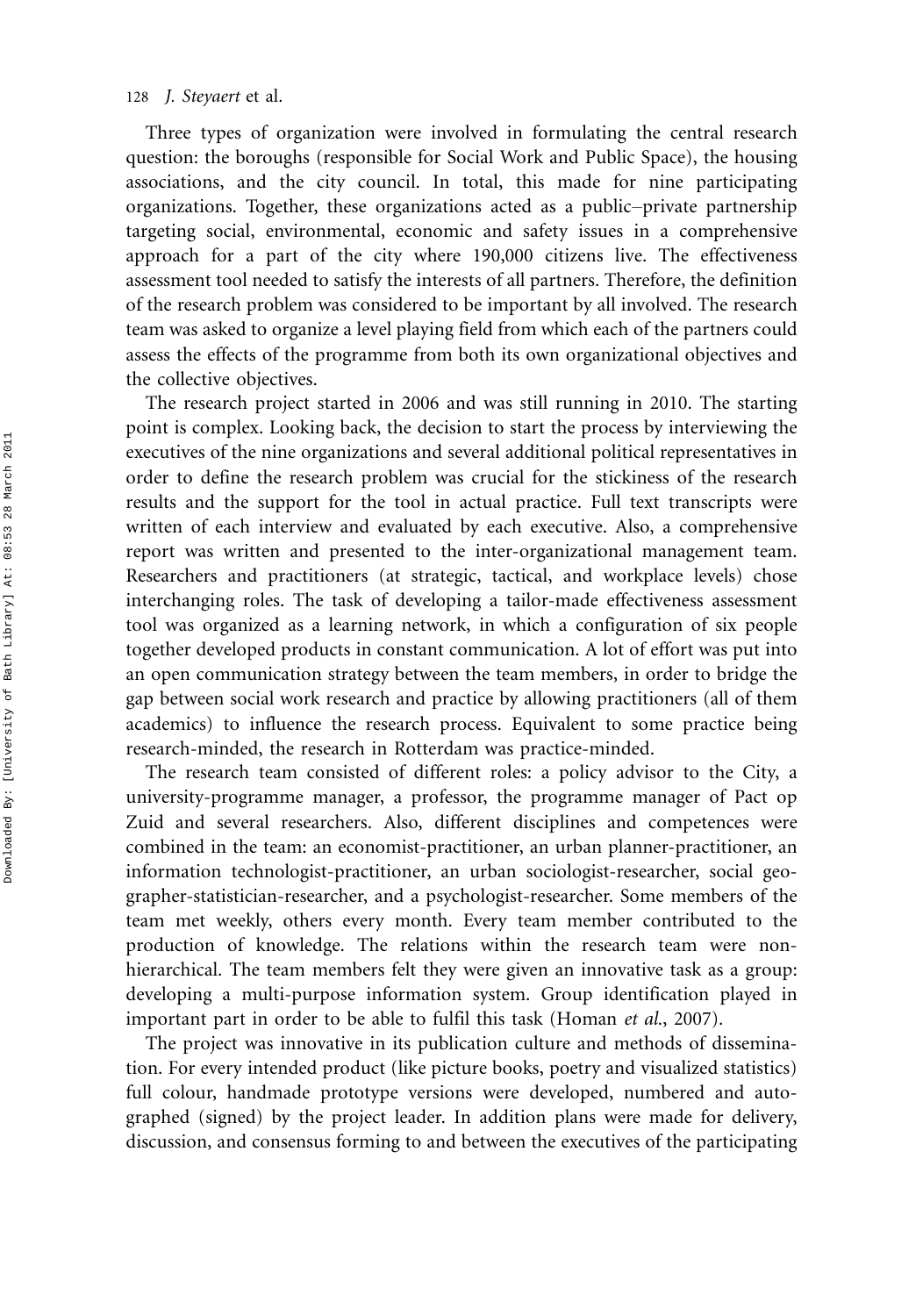Three types of organization were involved in formulating the central research question: the boroughs (responsible for Social Work and Public Space), the housing associations, and the city council. In total, this made for nine participating organizations. Together, these organizations acted as a public–private partnership targeting social, environmental, economic and safety issues in a comprehensive approach for a part of the city where 190,000 citizens live. The effectiveness assessment tool needed to satisfy the interests of all partners. Therefore, the definition of the research problem was considered to be important by all involved. The research team was asked to organize a level playing field from which each of the partners could assess the effects of the programme from both its own organizational objectives and the collective objectives.

The research project started in 2006 and was still running in 2010. The starting point is complex. Looking back, the decision to start the process by interviewing the executives of the nine organizations and several additional political representatives in order to define the research problem was crucial for the stickiness of the research results and the support for the tool in actual practice. Full text transcripts were written of each interview and evaluated by each executive. Also, a comprehensive report was written and presented to the inter-organizational management team. Researchers and practitioners (at strategic, tactical, and workplace levels) chose interchanging roles. The task of developing a tailor-made effectiveness assessment tool was organized as a learning network, in which a configuration of six people together developed products in constant communication. A lot of effort was put into an open communication strategy between the team members, in order to bridge the gap between social work research and practice by allowing practitioners (all of them academics) to influence the research process. Equivalent to some practice being research-minded, the research in Rotterdam was practice-minded.

The research team consisted of different roles: a policy advisor to the City, a university-programme manager, a professor, the programme manager of Pact op Zuid and several researchers. Also, different disciplines and competences were combined in the team: an economist-practitioner, an urban planner-practitioner, an information technologist-practitioner, an urban sociologist-researcher, social geographer-statistician-researcher, and a psychologist-researcher. Some members of the team met weekly, others every month. Every team member contributed to the production of knowledge. The relations within the research team were non-hierarchical. The team members felt they were given an innovative task as a group: developing a multi-purpose information system. Group identification played in important part in order to be able to fulfil this task (Homan *et al.*, 2007).

The project was innovative in its publication culture and methods of dissemination. For every intended product (like picture books, poetry and visualized statistics) full colour, handmade prototype versions were developed, numbered and autographed (signed) by the project leader. In addition plans were made for delivery, discussion, and consensus forming to and between the executives of the participating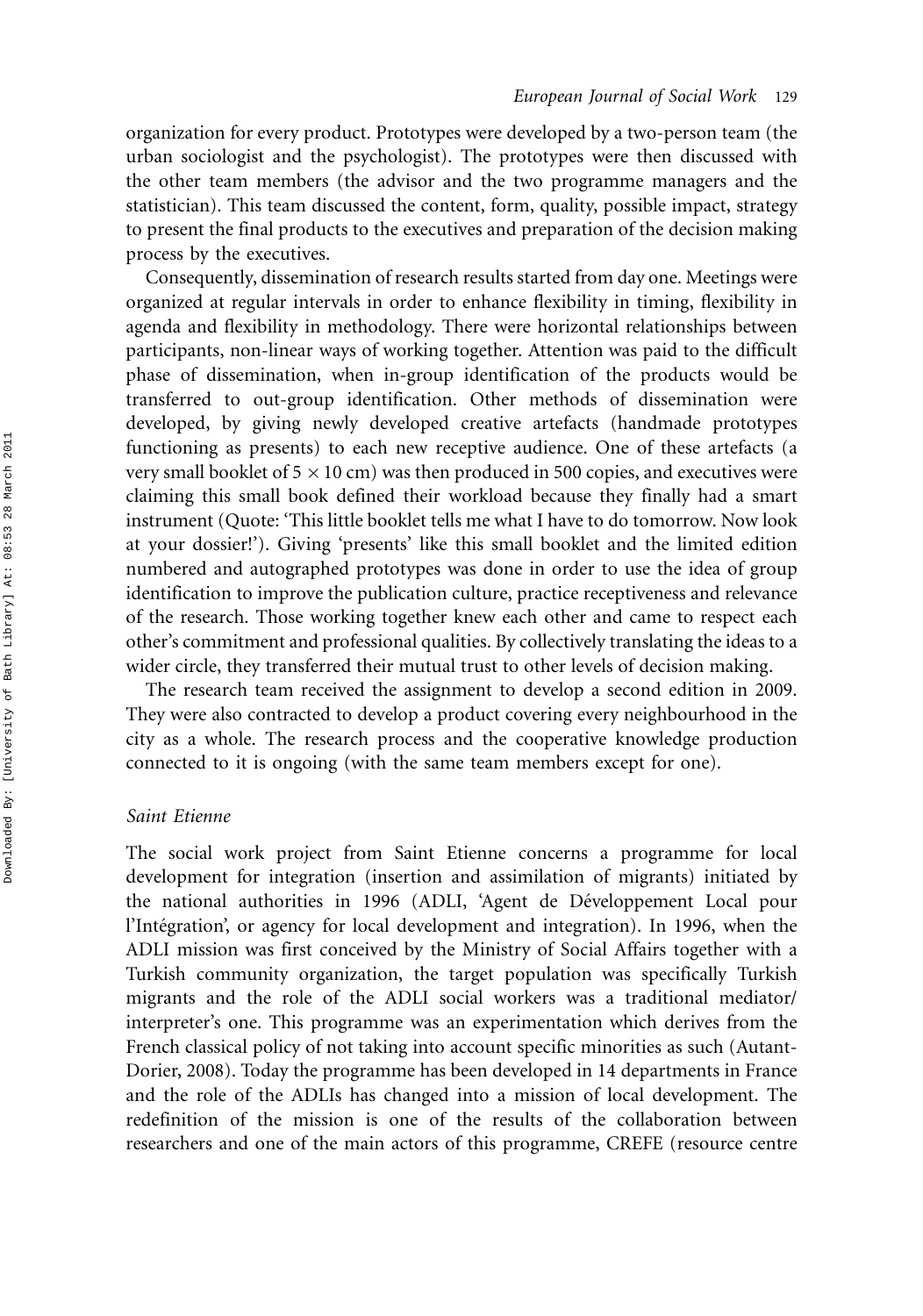organization for every product. Prototypes were developed by a two-person team (the urban sociologist and the psychologist). The prototypes were then discussed with the other team members (the advisor and the two programme managers and the statistician). This team discussed the content, form, quality, possible impact, strategy to present the final products to the executives and preparation of the decision making process by the executives.

Consequently, dissemination of research results started from day one. Meetings were organized at regular intervals in order to enhance flexibility in timing, flexibility in agenda and flexibility in methodology. There were horizontal relationships between participants, non-linear ways of working together. Attention was paid to the difficult phase of dissemination, when in-group identification of the products would be transferred to out-group identification. Other methods of dissemination were developed, by giving newly developed creative artefacts (handmade prototypes functioning as presents) to each new receptive audience. One of these artefacts (a very small booklet of $5 \times 10$ cm) was then produced in 500 copies, and executives were claiming this small book defined their workload because they finally had a smart instrument (Quote: 'This little booklet tells me what I have to do tomorrow. Now look at your dossier!'). Giving 'presents' like this small booklet and the limited edition numbered and autographed prototypes was done in order to use the idea of group identification to improve the publication culture, practice receptiveness and relevance of the research. Those working together knew each other and came to respect each other's commitment and professional qualities. By collectively translating the ideas to a wider circle, they transferred their mutual trust to other levels of decision making.

The research team received the assignment to develop a second edition in 2009. They were also contracted to develop a product covering every neighbourhood in the city as a whole. The research process and the cooperative knowledge production connected to it is ongoing (with the same team members except for one).

### *Saint Etienne*

The social work project from Saint Etienne concerns a programme for local development for integration (insertion and assimilation of migrants) initiated by the national authorities in 1996 (ADLI, 'Agent de Développement Local pour l'Intégration', or agency for local development and integration). In 1996, when the ADLI mission was first conceived by the Ministry of Social Affairs together with a Turkish community organization, the target population was specifically Turkish migrants and the role of the ADLI social workers was a traditional mediator/interpreter's one. This programme was an experimentation which derives from the French classical policy of not taking into account specific minorities as such (Autant-Dorier, 2008). Today the programme has been developed in 14 departments in France and the role of the ADLIs has changed into a mission of local development. The redefinition of the mission is one of the results of the collaboration between researchers and one of the main actors of this programme, CREFE (resource centre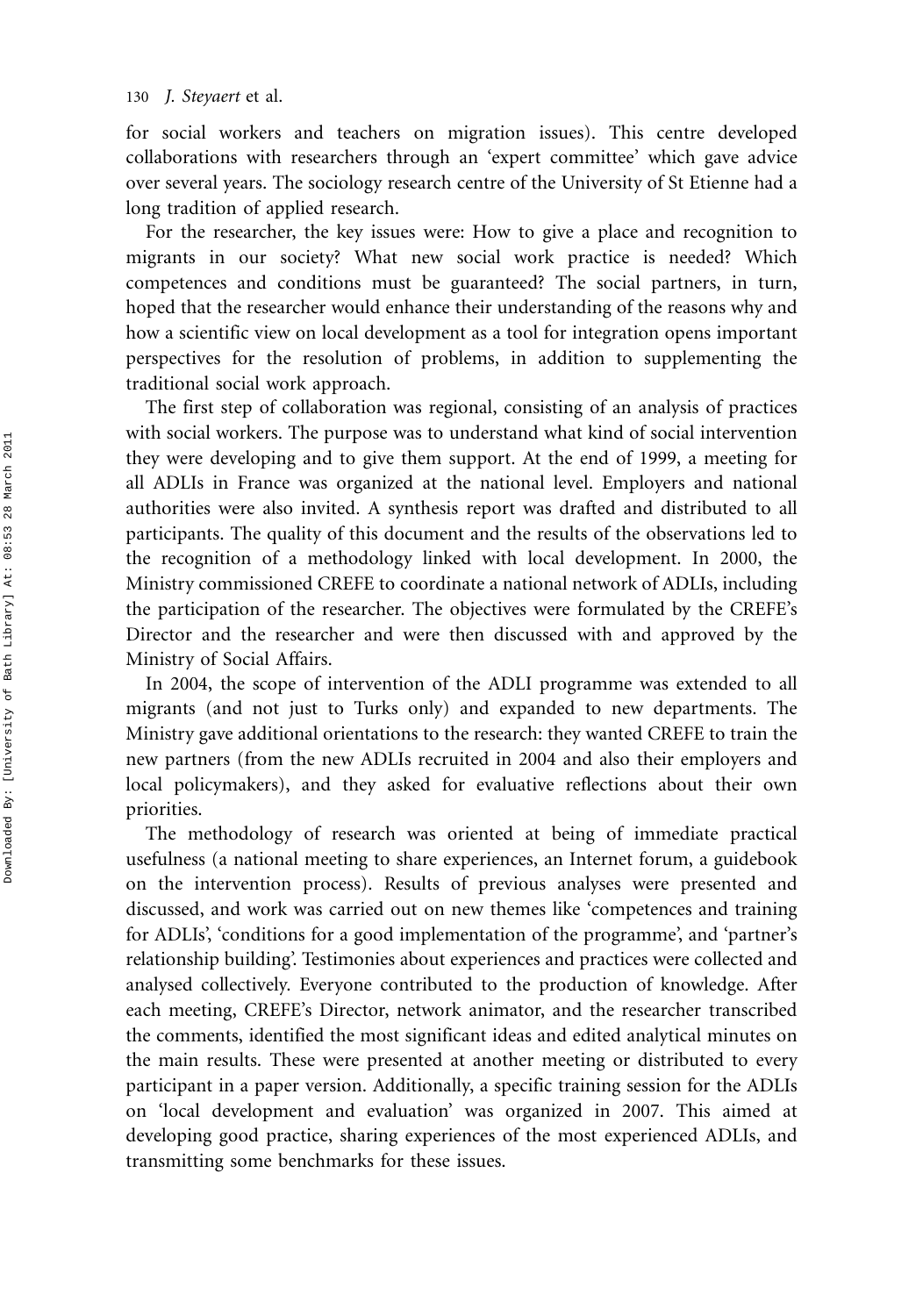for social workers and teachers on migration issues). This centre developed collaborations with researchers through an 'expert committee' which gave advice over several years. The sociology research centre of the University of St Etienne had a long tradition of applied research.

For the researcher, the key issues were: How to give a place and recognition to migrants in our society? What new social work practice is needed? Which competences and conditions must be guaranteed? The social partners, in turn, hoped that the researcher would enhance their understanding of the reasons why and how a scientific view on local development as a tool for integration opens important perspectives for the resolution of problems, in addition to supplementing the traditional social work approach.

The first step of collaboration was regional, consisting of an analysis of practices with social workers. The purpose was to understand what kind of social intervention they were developing and to give them support. At the end of 1999, a meeting for all ADLIs in France was organized at the national level. Employers and national authorities were also invited. A synthesis report was drafted and distributed to all participants. The quality of this document and the results of the observations led to the recognition of a methodology linked with local development. In 2000, the Ministry commissioned CREFE to coordinate a national network of ADLIs, including the participation of the researcher. The objectives were formulated by the CREFE's Director and the researcher and were then discussed with and approved by the Ministry of Social Affairs.

In 2004, the scope of intervention of the ADLI programme was extended to all migrants (and not just to Turks only) and expanded to new departments. The Ministry gave additional orientations to the research: they wanted CREFE to train the new partners (from the new ADLIs recruited in 2004 and also their employers and local policymakers), and they asked for evaluative reflections about their own priorities.

The methodology of research was oriented at being of immediate practical usefulness (a national meeting to share experiences, an Internet forum, a guidebook on the intervention process). Results of previous analyses were presented and discussed, and work was carried out on new themes like 'competences and training for ADLIs', 'conditions for a good implementation of the programme', and 'partner's relationship building'. Testimonies about experiences and practices were collected and analysed collectively. Everyone contributed to the production of knowledge. After each meeting, CREFE's Director, network animator, and the researcher transcribed the comments, identified the most significant ideas and edited analytical minutes on the main results. These were presented at another meeting or distributed to every participant in a paper version. Additionally, a specific training session for the ADLIs on 'local development and evaluation' was organized in 2007. This aimed at developing good practice, sharing experiences of the most experienced ADLIs, and transmitting some benchmarks for these issues.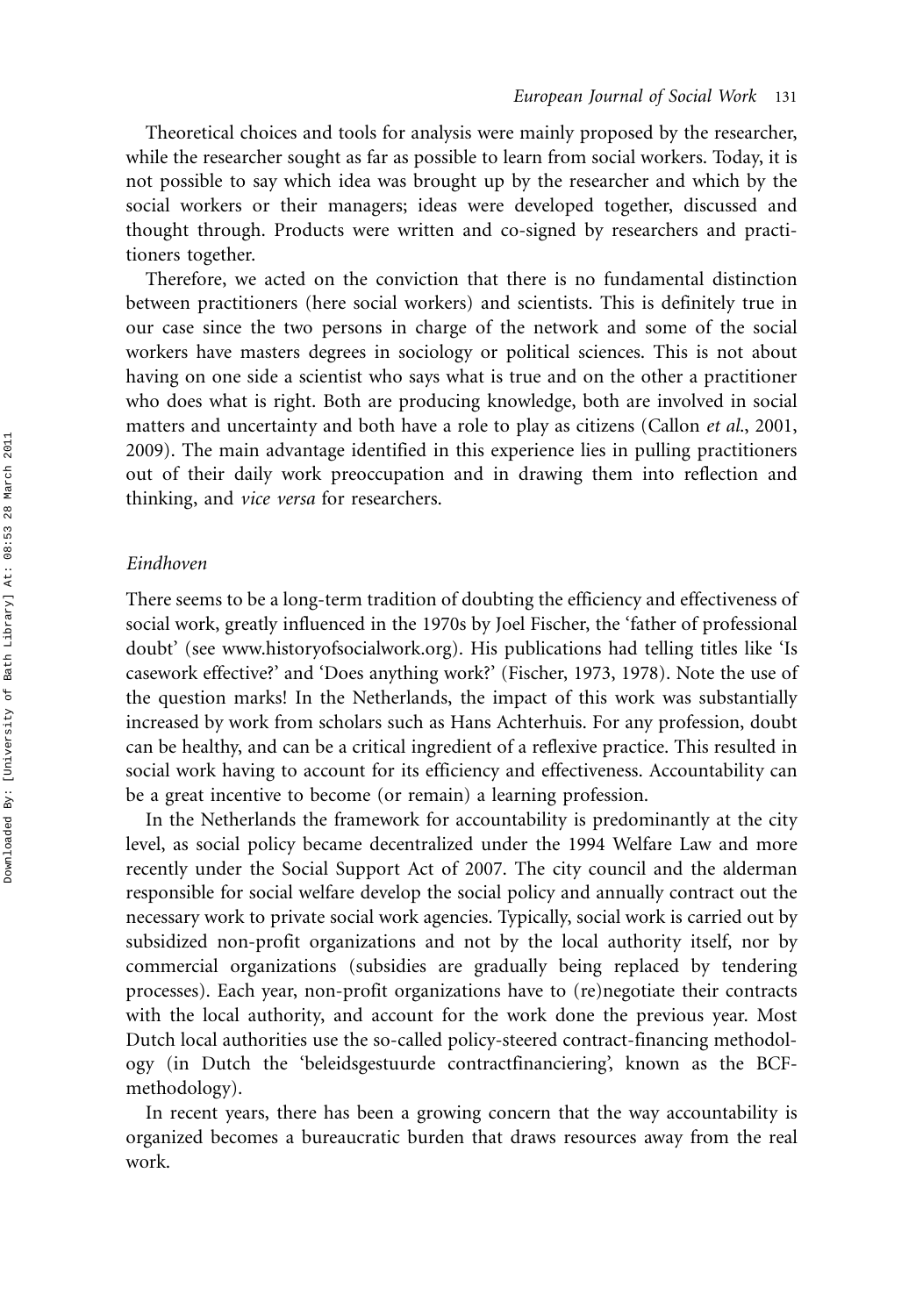Theoretical choices and tools for analysis were mainly proposed by the researcher, while the researcher sought as far as possible to learn from social workers. Today, it is not possible to say which idea was brought up by the researcher and which by the social workers or their managers; ideas were developed together, discussed and thought through. Products were written and co-signed by researchers and practitioners together.

Therefore, we acted on the conviction that there is no fundamental distinction between practitioners (here social workers) and scientists. This is definitely true in our case since the two persons in charge of the network and some of the social workers have masters degrees in sociology or political sciences. This is not about having on one side a scientist who says what is true and on the other a practitioner who does what is right. Both are producing knowledge, both are involved in social matters and uncertainty and both have a role to play as citizens (Callon *et al.*, 2001, 2009). The main advantage identified in this experience lies in pulling practitioners out of their daily work preoccupation and in drawing them into reflection and thinking, and *vice versa* for researchers.

### *Eindhoven*

There seems to be a long-term tradition of doubting the efficiency and effectiveness of social work, greatly influenced in the 1970s by Joel Fischer, the 'father of professional doubt' (see www.historyofsocialwork.org). His publications had telling titles like 'Is casework effective?' and 'Does anything work?' (Fischer, 1973, 1978). Note the use of the question marks! In the Netherlands, the impact of this work was substantially increased by work from scholars such as Hans Achterhuis. For any profession, doubt can be healthy, and can be a critical ingredient of a reflexive practice. This resulted in social work having to account for its efficiency and effectiveness. Accountability can be a great incentive to become (or remain) a learning profession.

In the Netherlands the framework for accountability is predominantly at the city level, as social policy became decentralized under the 1994 Welfare Law and more recently under the Social Support Act of 2007. The city council and the alderman responsible for social welfare develop the social policy and annually contract out the necessary work to private social work agencies. Typically, social work is carried out by subsidized non-profit organizations and not by the local authority itself, nor by commercial organizations (subsidies are gradually being replaced by tendering processes). Each year, non-profit organizations have to (re)negotiate their contracts with the local authority, and account for the work done the previous year. Most Dutch local authorities use the so-called policy-steered contract-financing methodology (in Dutch the 'beleidsgestuurde contractfinanciering', known as the BCF-methodology).

In recent years, there has been a growing concern that the way accountability is organized becomes a bureaucratic burden that draws resources away from the real work.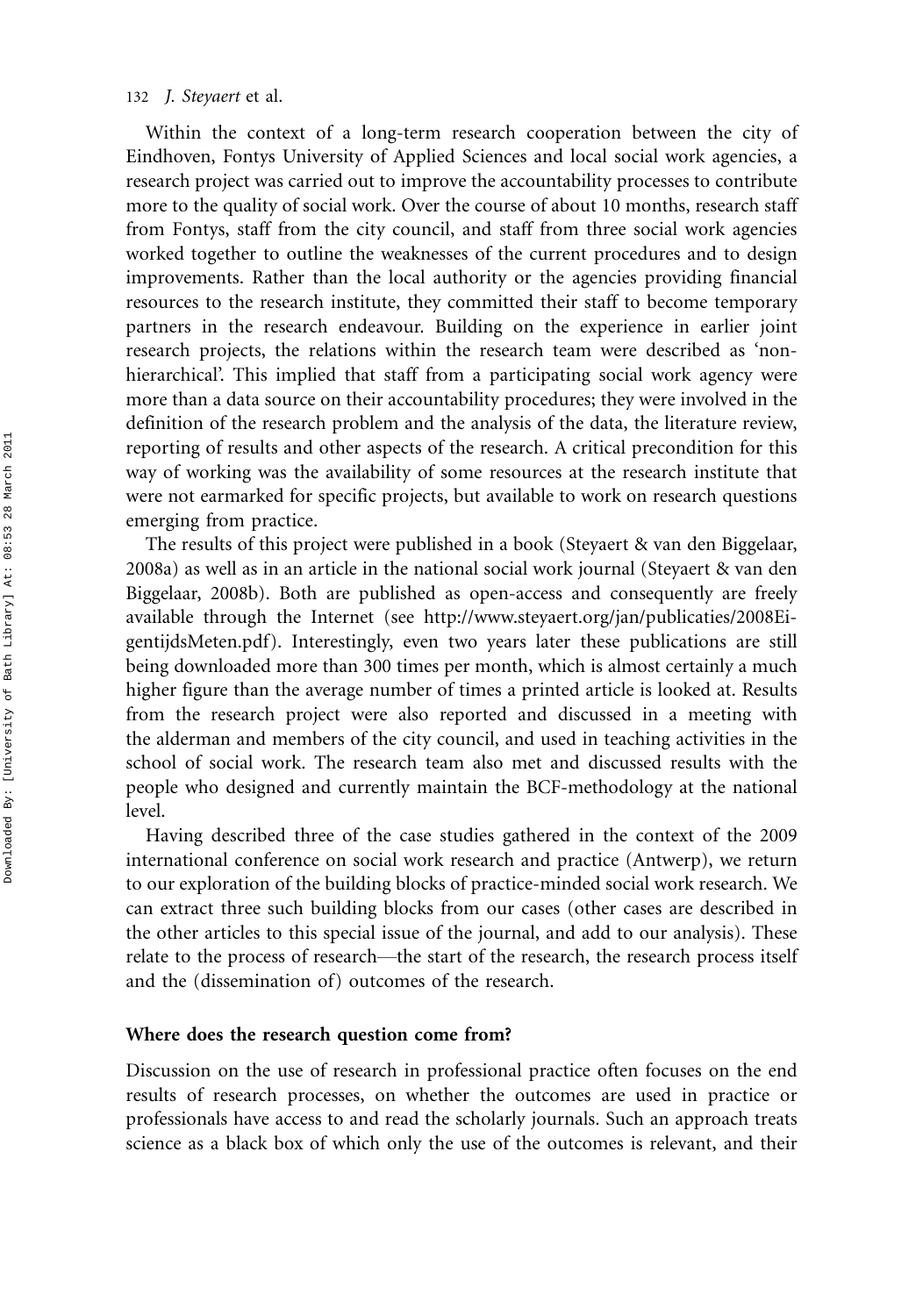Within the context of a long-term research cooperation between the city of Eindhoven, Fontys University of Applied Sciences and local social work agencies, a research project was carried out to improve the accountability processes to contribute more to the quality of social work. Over the course of about 10 months, research staff from Fontys, staff from the city council, and staff from three social work agencies worked together to outline the weaknesses of the current procedures and to design improvements. Rather than the local authority or the agencies providing financial resources to the research institute, they committed their staff to become temporary partners in the research endeavour. Building on the experience in earlier joint research projects, the relations within the research team were described as 'non-hierarchical'. This implied that staff from a participating social work agency were more than a data source on their accountability procedures; they were involved in the definition of the research problem and the analysis of the data, the literature review, reporting of results and other aspects of the research. A critical precondition for this way of working was the availability of some resources at the research institute that were not earmarked for specific projects, but available to work on research questions emerging from practice.

The results of this project were published in a book (Steyaert & van den Biggelaar, 2008a) as well as in an article in the national social work journal (Steyaert & van den Biggelaar, 2008b). Both are published as open-access and consequently are freely available through the Internet (see http://www.steyaert.org/jan/publicaties/2008EigentijdsMeten.pdf). Interestingly, even two years later these publications are still being downloaded more than 300 times per month, which is almost certainly a much higher figure than the average number of times a printed article is looked at. Results from the research project were also reported and discussed in a meeting with the alderman and members of the city council, and used in teaching activities in the school of social work. The research team also met and discussed results with the people who designed and currently maintain the BCF-methodology at the national level.

Having described three of the case studies gathered in the context of the 2009 international conference on social work research and practice (Antwerp), we return to our exploration of the building blocks of practice-minded social work research. We can extract three such building blocks from our cases (other cases are described in the other articles to this special issue of the journal, and add to our analysis). These relate to the process of research—the start of the research, the research process itself and the (dissemination of) outcomes of the research.

## Where does the research question come from?

Discussion on the use of research in professional practice often focuses on the end results of research processes, on whether the outcomes are used in practice or professionals have access to and read the scholarly journals. Such an approach treats science as a black box of which only the use of the outcomes is relevant, and their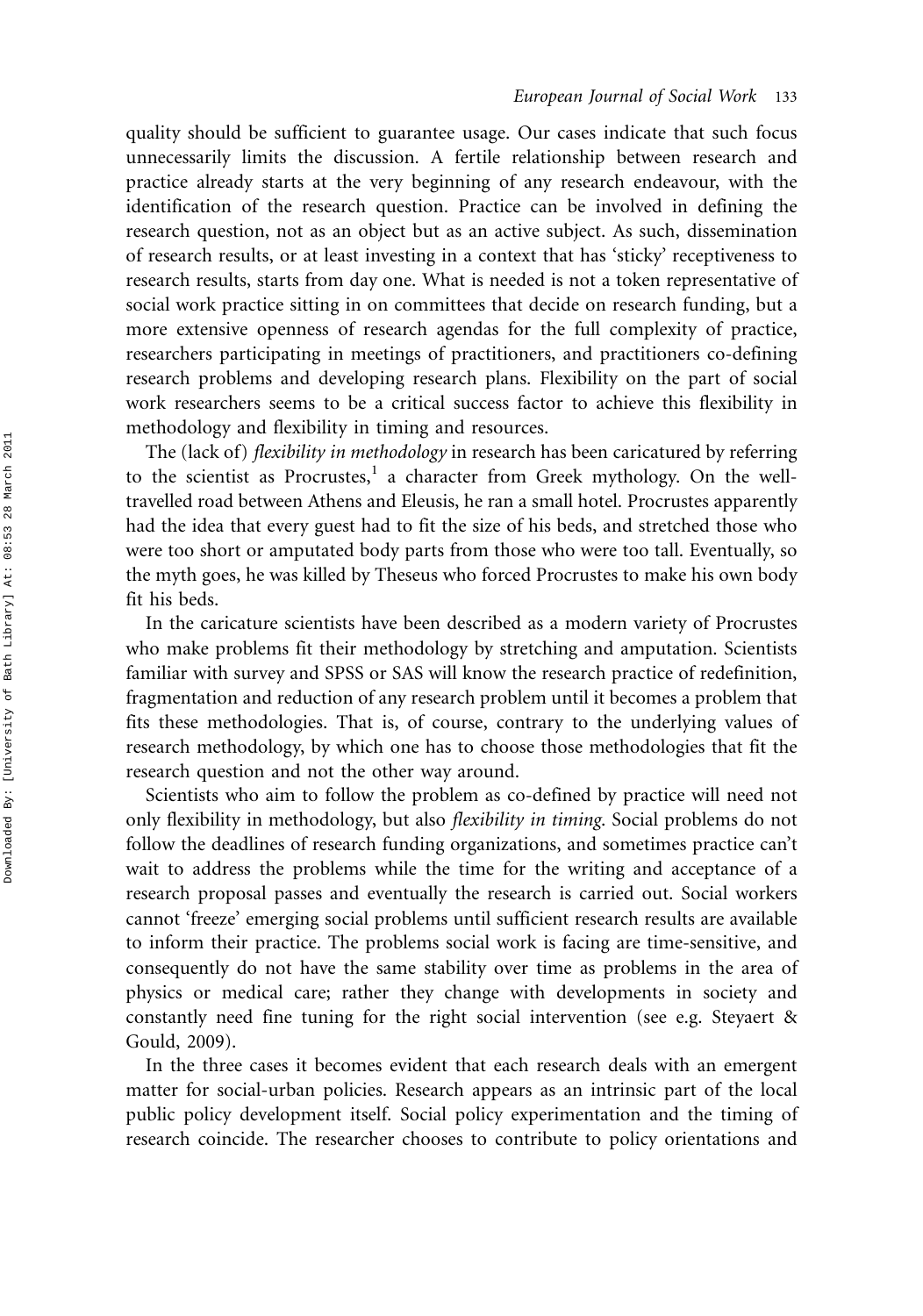quality should be sufficient to guarantee usage. Our cases indicate that such focus unnecessarily limits the discussion. A fertile relationship between research and practice already starts at the very beginning of any research endeavour, with the identification of the research question. Practice can be involved in defining the research question, not as an object but as an active subject. As such, dissemination of research results, or at least investing in a context that has 'sticky' receptiveness to research results, starts from day one. What is needed is not a token representative of social work practice sitting in on committees that decide on research funding, but a more extensive openness of research agendas for the full complexity of practice, researchers participating in meetings of practitioners, and practitioners co-defining research problems and developing research plans. Flexibility on the part of social work researchers seems to be a critical success factor to achieve this flexibility in methodology and flexibility in timing and resources.

The (lack of) *flexibility in methodology* in research has been caricatured by referring to the scientist as Procrustes,[1] a character from Greek mythology. On the well-travelled road between Athens and Eleusis, he ran a small hotel. Procrustes apparently had the idea that every guest had to fit the size of his beds, and stretched those who were too short or amputated body parts from those who were too tall. Eventually, so the myth goes, he was killed by Theseus who forced Procrustes to make his own body fit his beds.

In the caricature scientists have been described as a modern variety of Procrustes who make problems fit their methodology by stretching and amputation. Scientists familiar with survey and SPSS or SAS will know the research practice of redefinition, fragmentation and reduction of any research problem until it becomes a problem that fits these methodologies. That is, of course, contrary to the underlying values of research methodology, by which one has to choose those methodologies that fit the research question and not the other way around.

Scientists who aim to follow the problem as co-defined by practice will need not only flexibility in methodology, but also *flexibility in timing*. Social problems do not follow the deadlines of research funding organizations, and sometimes practice can't wait to address the problems while the time for the writing and acceptance of a research proposal passes and eventually the research is carried out. Social workers cannot 'freeze' emerging social problems until sufficient research results are available to inform their practice. The problems social work is facing are time-sensitive, and consequently do not have the same stability over time as problems in the area of physics or medical care; rather they change with developments in society and constantly need fine tuning for the right social intervention (see e.g. Steyaert & Gould, 2009).

In the three cases it becomes evident that each research deals with an emergent matter for social-urban policies. Research appears as an intrinsic part of the local public policy development itself. Social policy experimentation and the timing of research coincide. The researcher chooses to contribute to policy orientations and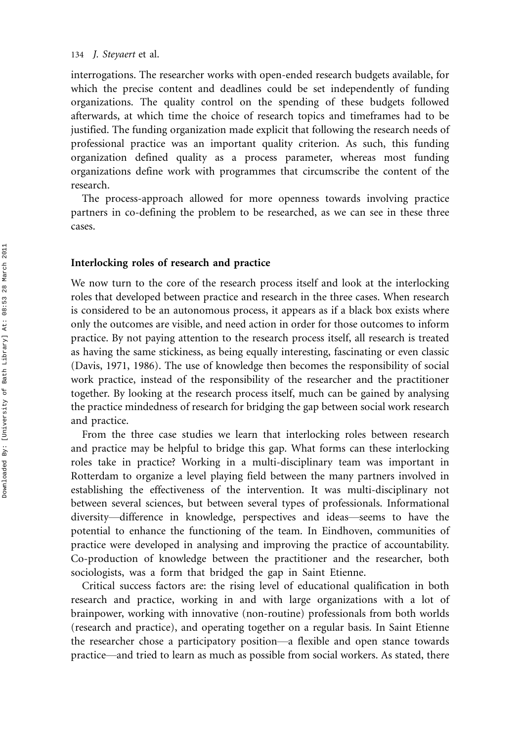interrogations. The researcher works with open-ended research budgets available, for which the precise content and deadlines could be set independently of funding organizations. The quality control on the spending of these budgets followed afterwards, at which time the choice of research topics and timeframes had to be justified. The funding organization made explicit that following the research needs of professional practice was an important quality criterion. As such, this funding organization defined quality as a process parameter, whereas most funding organizations define work with programmes that circumscribe the content of the research.

The process-approach allowed for more openness towards involving practice partners in co-defining the problem to be researched, as we can see in these three cases.

## Interlocking roles of research and practice

We now turn to the core of the research process itself and look at the interlocking roles that developed between practice and research in the three cases. When research is considered to be an autonomous process, it appears as if a black box exists where only the outcomes are visible, and need action in order for those outcomes to inform practice. By not paying attention to the research process itself, all research is treated as having the same stickiness, as being equally interesting, fascinating or even classic (Davis, 1971, 1986). The use of knowledge then becomes the responsibility of social work practice, instead of the responsibility of the researcher and the practitioner together. By looking at the research process itself, much can be gained by analysing the practice mindedness of research for bridging the gap between social work research and practice.

From the three case studies we learn that interlocking roles between research and practice may be helpful to bridge this gap. What forms can these interlocking roles take in practice? Working in a multi-disciplinary team was important in Rotterdam to organize a level playing field between the many partners involved in establishing the effectiveness of the intervention. It was multi-disciplinary not between several sciences, but between several types of professionals. Informational diversity—difference in knowledge, perspectives and ideas—seems to have the potential to enhance the functioning of the team. In Eindhoven, communities of practice were developed in analysing and improving the practice of accountability. Co-production of knowledge between the practitioner and the researcher, both sociologists, was a form that bridged the gap in Saint Etienne.

Critical success factors are: the rising level of educational qualification in both research and practice, working in and with large organizations with a lot of brainpower, working with innovative (non-routine) professionals from both worlds (research and practice), and operating together on a regular basis. In Saint Etienne the researcher chose a participatory position—a flexible and open stance towards practice—and tried to learn as much as possible from social workers. As stated, there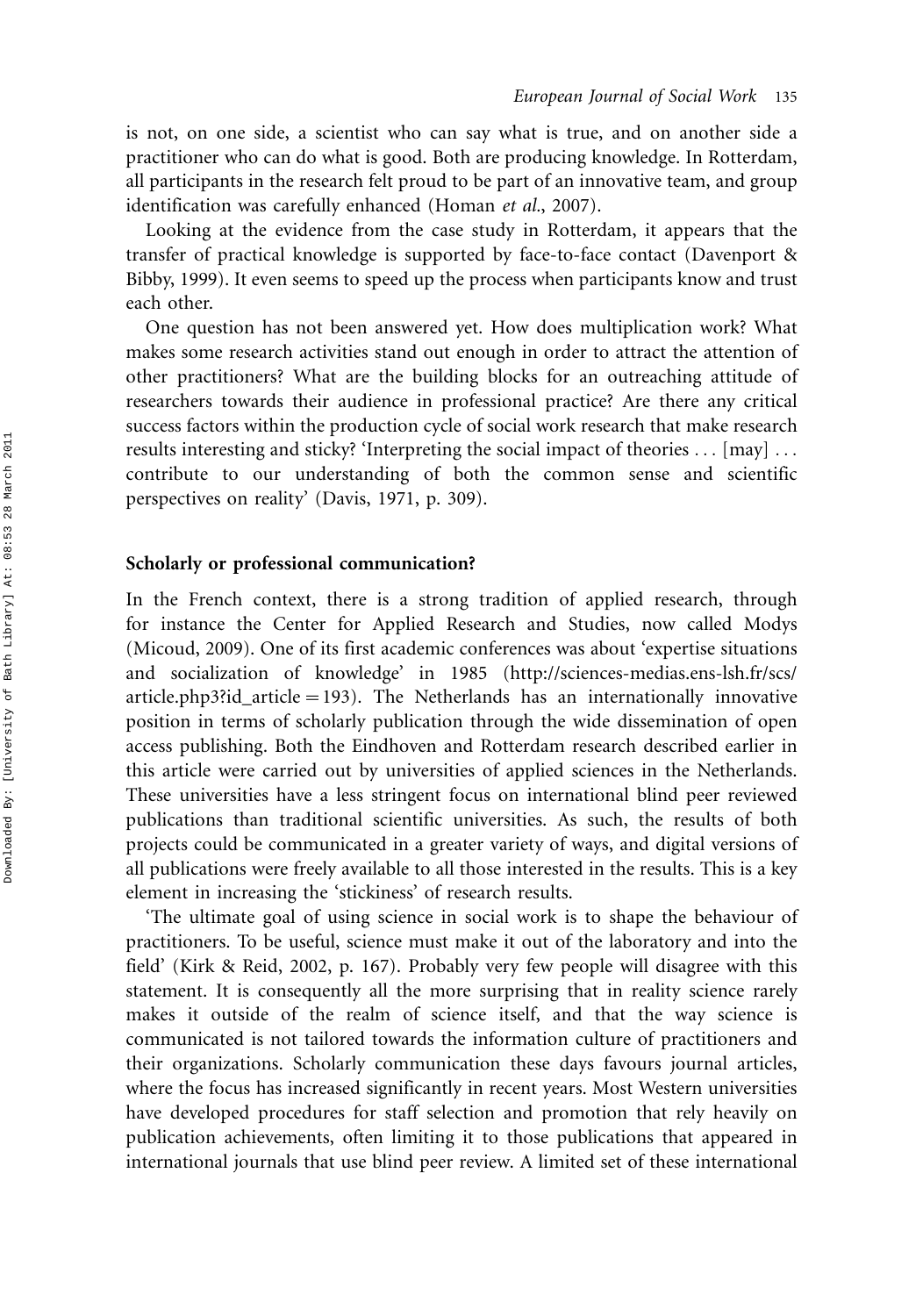is not, on one side, a scientist who can say what is true, and on another side a practitioner who can do what is good. Both are producing knowledge. In Rotterdam, all participants in the research felt proud to be part of an innovative team, and group identification was carefully enhanced (Homan *et al*., 2007).

Looking at the evidence from the case study in Rotterdam, it appears that the transfer of practical knowledge is supported by face-to-face contact (Davenport & Bibby, 1999). It even seems to speed up the process when participants know and trust each other.

One question has not been answered yet. How does multiplication work? What makes some research activities stand out enough in order to attract the attention of other practitioners? What are the building blocks for an outreaching attitude of researchers towards their audience in professional practice? Are there any critical success factors within the production cycle of social work research that make research results interesting and sticky? 'Interpreting the social impact of theories . . . [may] . . . contribute to our understanding of both the common sense and scientific perspectives on reality' (Davis, 1971, p. 309).

## Scholarly or professional communication?

In the French context, there is a strong tradition of applied research, through for instance the Center for Applied Research and Studies, now called Modys (Micoud, 2009). One of its first academic conferences was about 'expertise situations and socialization of knowledge' in 1985 (http://sciences-medias.ens-lsh.fr/scs/article.php3?id_article = 193). The Netherlands has an internationally innovative position in terms of scholarly publication through the wide dissemination of open access publishing. Both the Eindhoven and Rotterdam research described earlier in this article were carried out by universities of applied sciences in the Netherlands. These universities have a less stringent focus on international blind peer reviewed publications than traditional scientific universities. As such, the results of both projects could be communicated in a greater variety of ways, and digital versions of all publications were freely available to all those interested in the results. This is a key element in increasing the 'stickiness' of research results.

'The ultimate goal of using science in social work is to shape the behaviour of practitioners. To be useful, science must make it out of the laboratory and into the field' (Kirk & Reid, 2002, p. 167). Probably very few people will disagree with this statement. It is consequently all the more surprising that in reality science rarely makes it outside of the realm of science itself, and that the way science is communicated is not tailored towards the information culture of practitioners and their organizations. Scholarly communication these days favours journal articles, where the focus has increased significantly in recent years. Most Western universities have developed procedures for staff selection and promotion that rely heavily on publication achievements, often limiting it to those publications that appeared in international journals that use blind peer review. A limited set of these international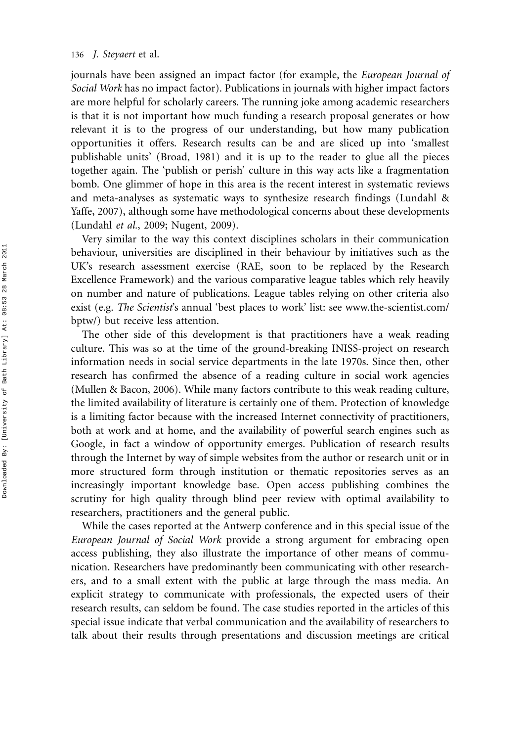journals have been assigned an impact factor (for example, the *European Journal of Social Work* has no impact factor). Publications in journals with higher impact factors are more helpful for scholarly careers. The running joke among academic researchers is that it is not important how much funding a research proposal generates or how relevant it is to the progress of our understanding, but how many publication opportunities it offers. Research results can be and are sliced up into 'smallest publishable units' (Broad, 1981) and it is up to the reader to glue all the pieces together again. The 'publish or perish' culture in this way acts like a fragmentation bomb. One glimmer of hope in this area is the recent interest in systematic reviews and meta-analyses as systematic ways to synthesize research findings (Lundahl & Yaffe, 2007), although some have methodological concerns about these developments (Lundahl *et al.*, 2009; Nugent, 2009).

Very similar to the way this context disciplines scholars in their communication behaviour, universities are disciplined in their behaviour by initiatives such as the UK's research assessment exercise (RAE, soon to be replaced by the Research Excellence Framework) and the various comparative league tables which rely heavily on number and nature of publications. League tables relying on other criteria also exist (e.g. *The Scientist*'s annual 'best places to work' list: see www.the-scientist.com/bptw/) but receive less attention.

The other side of this development is that practitioners have a weak reading culture. This was so at the time of the ground-breaking INISS-project on research information needs in social service departments in the late 1970s. Since then, other research has confirmed the absence of a reading culture in social work agencies (Mullen & Bacon, 2006). While many factors contribute to this weak reading culture, the limited availability of literature is certainly one of them. Protection of knowledge is a limiting factor because with the increased Internet connectivity of practitioners, both at work and at home, and the availability of powerful search engines such as Google, in fact a window of opportunity emerges. Publication of research results through the Internet by way of simple websites from the author or research unit or in more structured form through institution or thematic repositories serves as an increasingly important knowledge base. Open access publishing combines the scrutiny for high quality through blind peer review with optimal availability to researchers, practitioners and the general public.

While the cases reported at the Antwerp conference and in this special issue of the *European Journal of Social Work* provide a strong argument for embracing open access publishing, they also illustrate the importance of other means of communication. Researchers have predominantly been communicating with other researchers, and to a small extent with the public at large through the mass media. An explicit strategy to communicate with professionals, the expected users of their research results, can seldom be found. The case studies reported in the articles of this special issue indicate that verbal communication and the availability of researchers to talk about their results through presentations and discussion meetings are critical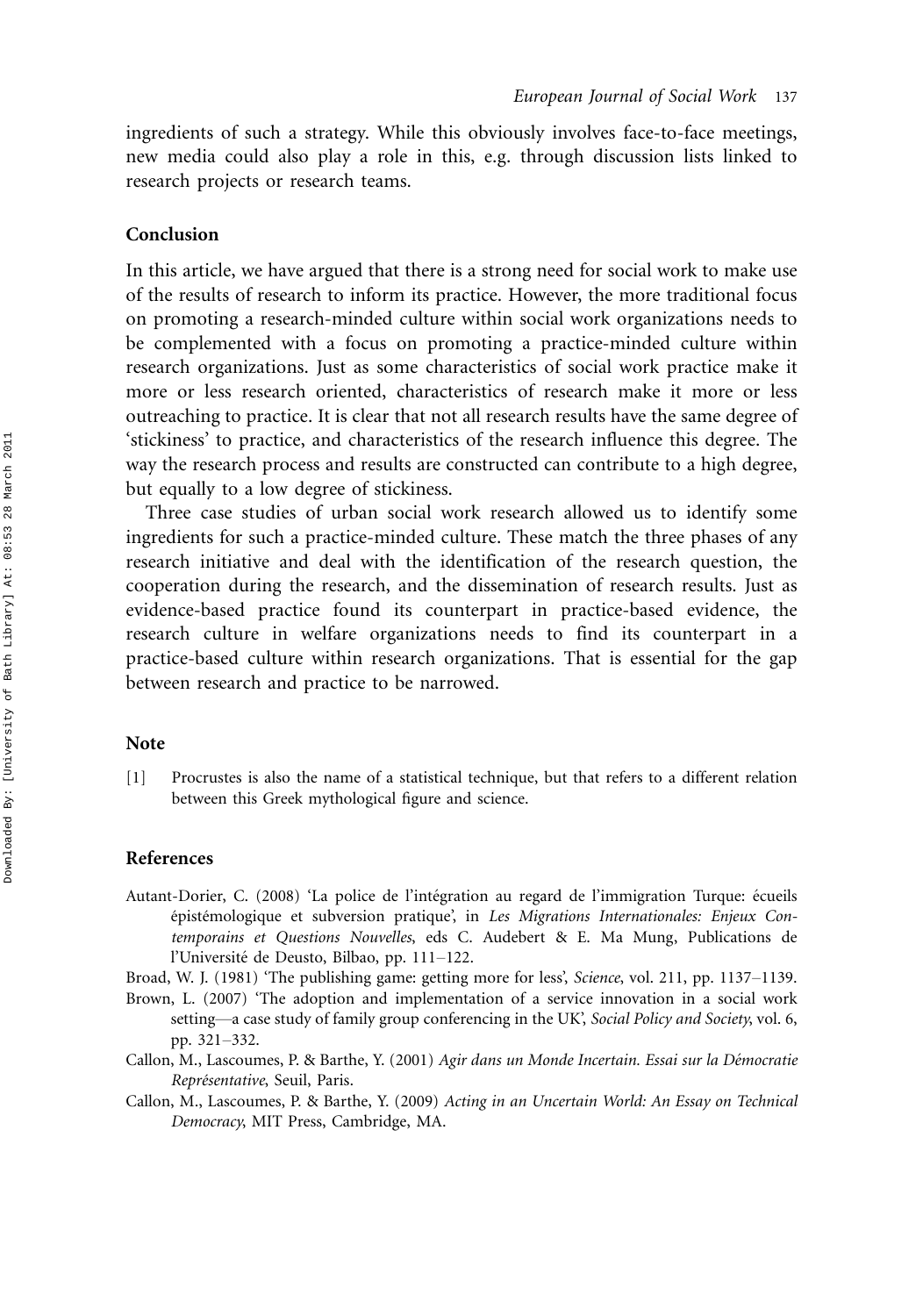ingredients of such a strategy. While this obviously involves face-to-face meetings, new media could also play a role in this, e.g. through discussion lists linked to research projects or research teams.

## Conclusion

In this article, we have argued that there is a strong need for social work to make use of the results of research to inform its practice. However, the more traditional focus on promoting a research-minded culture within social work organizations needs to be complemented with a focus on promoting a practice-minded culture within research organizations. Just as some characteristics of social work practice make it more or less research oriented, characteristics of research make it more or less outreaching to practice. It is clear that not all research results have the same degree of 'stickiness' to practice, and characteristics of the research influence this degree. The way the research process and results are constructed can contribute to a high degree, but equally to a low degree of stickiness.

Three case studies of urban social work research allowed us to identify some ingredients for such a practice-minded culture. These match the three phases of any research initiative and deal with the identification of the research question, the cooperation during the research, and the dissemination of research results. Just as evidence-based practice found its counterpart in practice-based evidence, the research culture in welfare organizations needs to find its counterpart in a practice-based culture within research organizations. That is essential for the gap between research and practice to be narrowed.

## Note

[1] Procrustes is also the name of a statistical technique, but that refers to a different relation between this Greek mythological figure and science.

## References

Autant-Dorier, C. (2008) 'La police de l'intégration au regard de l'immigration Turque: écueils épistémologique et subversion pratique', in *Les Migrations Internationales: Enjeux Contemporains et Questions Nouvelles*, eds C. Audebert & E. Ma Mung, Publications de l'Université de Deusto, Bilbao, pp. 111–122.

Broad, W. J. (1981) 'The publishing game: getting more for less', *Science*, vol. 211, pp. 1137–1139.

Brown, L. (2007) 'The adoption and implementation of a service innovation in a social work setting—a case study of family group conferencing in the UK', *Social Policy and Society*, vol. 6, pp. 321–332.

Callon, M., Lascoumes, P. & Barthe, Y. (2001) *Agir dans un Monde Incertain. Essai sur la Démocratie Représentative*, Seuil, Paris.

Callon, M., Lascoumes, P. & Barthe, Y. (2009) *Acting in an Uncertain World: An Essay on Technical Democracy*, MIT Press, Cambridge, MA.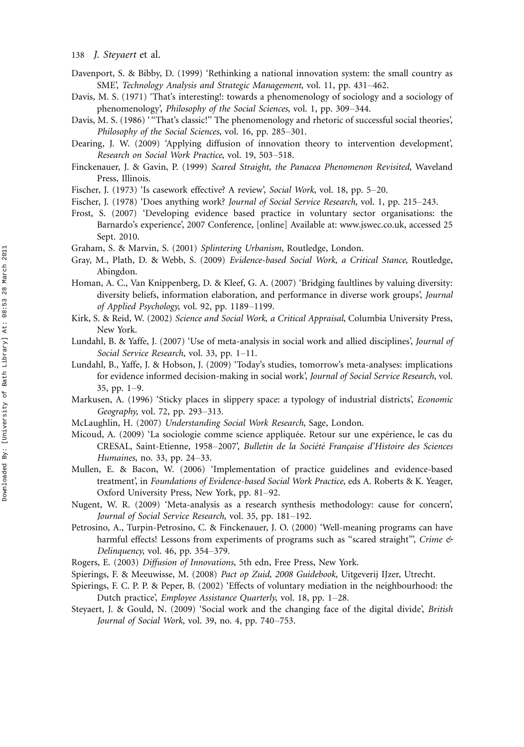Davenport, S. & Bibby, D. (1999) 'Rethinking a national innovation system: the small country as SME', *Technology Analysis and Strategic Management*, vol. 11, pp. 431–462.

Davis, M. S. (1971) 'That's interesting!: towards a phenomenology of sociology and a sociology of phenomenology', *Philosophy of the Social Sciences*, vol. 1, pp. 309–344.

Davis, M. S. (1986) '"That's classic!" The phenomenology and rhetoric of successful social theories', *Philosophy of the Social Sciences*, vol. 16, pp. 285–301.

Dearing, J. W. (2009) 'Applying diffusion of innovation theory to intervention development', *Research on Social Work Practice*, vol. 19, 503–518.

Finckenauer, J. & Gavin, P. (1999) *Scared Straight, the Panacea Phenomenon Revisited*, Waveland Press, Illinois.

Fischer, J. (1973) 'Is casework effective? A review', *Social Work*, vol. 18, pp. 5–20.

Fischer, J. (1978) 'Does anything work? *Journal of Social Service Research*, vol. 1, pp. 215–243.

Frost, S. (2007) 'Developing evidence based practice in voluntary sector organisations: the Barnardo's experience', 2007 Conference, [online] Available at: www.jswec.co.uk, accessed 25 Sept. 2010.

Graham, S. & Marvin, S. (2001) *Splintering Urbanism*, Routledge, London.

Gray, M., Plath, D. & Webb, S. (2009) *Evidence-based Social Work, a Critical Stance*, Routledge, Abingdon.

Homan, A. C., Van Knippenberg, D. & Kleef, G. A. (2007) 'Bridging faultlines by valuing diversity: diversity beliefs, information elaboration, and performance in diverse work groups', *Journal of Applied Psychology*, vol. 92, pp. 1189–1199.

Kirk, S. & Reid, W. (2002) *Science and Social Work, a Critical Appraisal*, Columbia University Press, New York.

Lundahl, B. & Yaffe, J. (2007) 'Use of meta-analysis in social work and allied disciplines', *Journal of Social Service Research*, vol. 33, pp. 1–11.

Lundahl, B., Yaffe, J. & Hobson, J. (2009) 'Today's studies, tomorrow's meta-analyses: implications for evidence informed decision-making in social work', *Journal of Social Service Research*, vol. 35, pp. 1–9.

Markusen, A. (1996) 'Sticky places in slippery space: a typology of industrial districts', *Economic Geography*, vol. 72, pp. 293–313.

McLaughlin, H. (2007) *Understanding Social Work Research*, Sage, London.

Micoud, A. (2009) 'La sociologie comme science appliquée. Retour sur une expérience, le cas du CRESAL, Saint-Etienne, 1958–2007', *Bulletin de la Société Française d'Histoire des Sciences Humaines*, no. 33, pp. 24–33.

Mullen, E. & Bacon, W. (2006) 'Implementation of practice guidelines and evidence-based treatment', in *Foundations of Evidence-based Social Work Practice*, eds A. Roberts & K. Yeager, Oxford University Press, New York, pp. 81–92.

Nugent, W. R. (2009) 'Meta-analysis as a research synthesis methodology: cause for concern', *Journal of Social Service Research*, vol. 35, pp. 181–192.

Petrosino, A., Turpin-Petrosino, C. & Finckenauer, J. O. (2000) 'Well-meaning programs can have harmful effects! Lessons from experiments of programs such as "scared straight"', *Crime & Delinquency*, vol. 46, pp. 354–379.

Rogers, E. (2003) *Diffusion of Innovations*, 5th edn, Free Press, New York.

Spierings, F. & Meeuwisse, M. (2008) *Pact op Zuid, 2008 Guidebook*, Uitgeverij IJzer, Utrecht.

Spierings, F. C. P. P. & Peper, B. (2002) 'Effects of voluntary mediation in the neighbourhood: the Dutch practice', *Employee Assistance Quarterly*, vol. 18, pp. 1–28.

Steyaert, J. & Gould, N. (2009) 'Social work and the changing face of the digital divide', *British Journal of Social Work*, vol. 39, no. 4, pp. 740–753.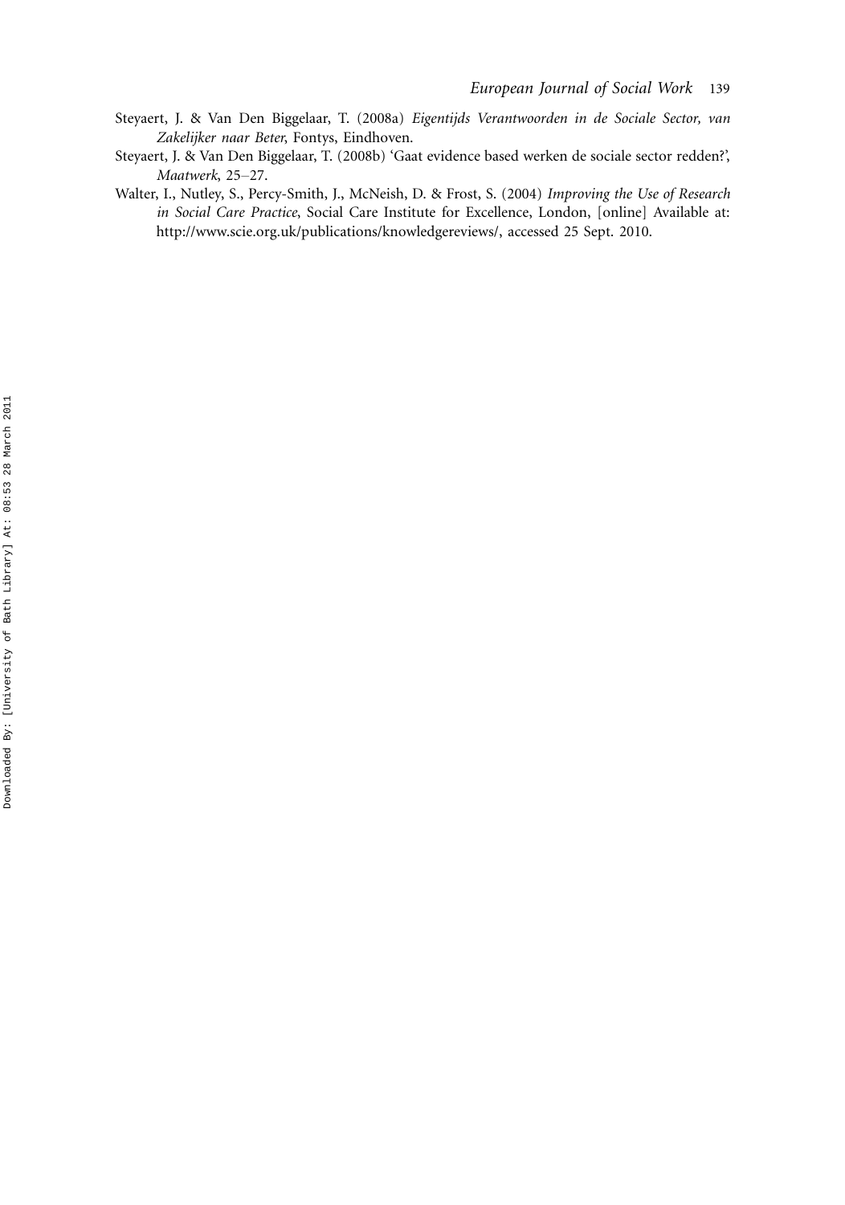Steyaert, J. & Van Den Biggelaar, T. (2008a) *Eigentijds Verantwoorden in de Sociale Sector, van Zakelijker naar Beter*, Fontys, Eindhoven.

Steyaert, J. & Van Den Biggelaar, T. (2008b) 'Gaat evidence based werken de sociale sector redden?', *Maatwerk*, 25–27.

Walter, I., Nutley, S., Percy-Smith, J., McNeish, D. & Frost, S. (2004) *Improving the Use of Research in Social Care Practice*, Social Care Institute for Excellence, London, [online] Available at: http://www.scie.org.uk/publications/knowledgereviews/, accessed 25 Sept. 2010.